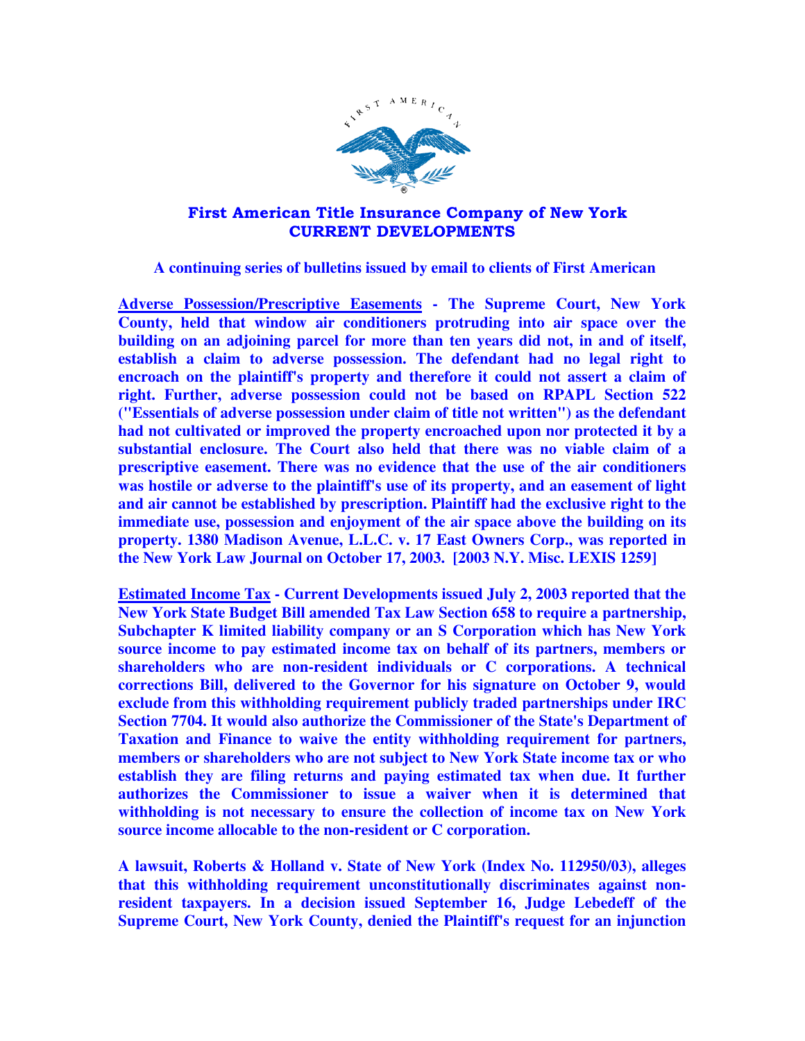# First American Title Insurance Company of New York
## CURRENT DEVELOPMENTS

**A continuing series of bulletins issued by email to clients of First American**

**Adverse Possession/Prescriptive Easements - The Supreme Court, New York County, held that window air conditioners protruding into air space over the building on an adjoining parcel for more than ten years did not, in and of itself, establish a claim to adverse possession. The defendant had no legal right to encroach on the plaintiff's property and therefore it could not assert a claim of right. Further, adverse possession could not be based on RPAPL Section 522 ("Essentials of adverse possession under claim of title not written") as the defendant had not cultivated or improved the property encroached upon nor protected it by a substantial enclosure. The Court also held that there was no viable claim of a prescriptive easement. There was no evidence that the use of the air conditioners was hostile or adverse to the plaintiff's use of its property, and an easement of light and air cannot be established by prescription. Plaintiff had the exclusive right to the immediate use, possession and enjoyment of the air space above the building on its property. 1380 Madison Avenue, L.L.C. v. 17 East Owners Corp., was reported in the New York Law Journal on October 17, 2003. [2003 N.Y. Misc. LEXIS 1259]**

**Estimated Income Tax - Current Developments issued July 2, 2003 reported that the New York State Budget Bill amended Tax Law Section 658 to require a partnership, Subchapter K limited liability company or an S Corporation which has New York source income to pay estimated income tax on behalf of its partners, members or shareholders who are non-resident individuals or C corporations. A technical corrections Bill, delivered to the Governor for his signature on October 9, would exclude from this withholding requirement publicly traded partnerships under IRC Section 7704. It would also authorize the Commissioner of the State's Department of Taxation and Finance to waive the entity withholding requirement for partners, members or shareholders who are not subject to New York State income tax or who establish they are filing returns and paying estimated tax when due. It further authorizes the Commissioner to issue a waiver when it is determined that withholding is not necessary to ensure the collection of income tax on New York source income allocable to the non-resident or C corporation.**

**A lawsuit, Roberts & Holland v. State of New York (Index No. 112950/03), alleges that this withholding requirement unconstitutionally discriminates against non-resident taxpayers. In a decision issued September 16, Judge Lebedeff of the Supreme Court, New York County, denied the Plaintiff's request for an injunction**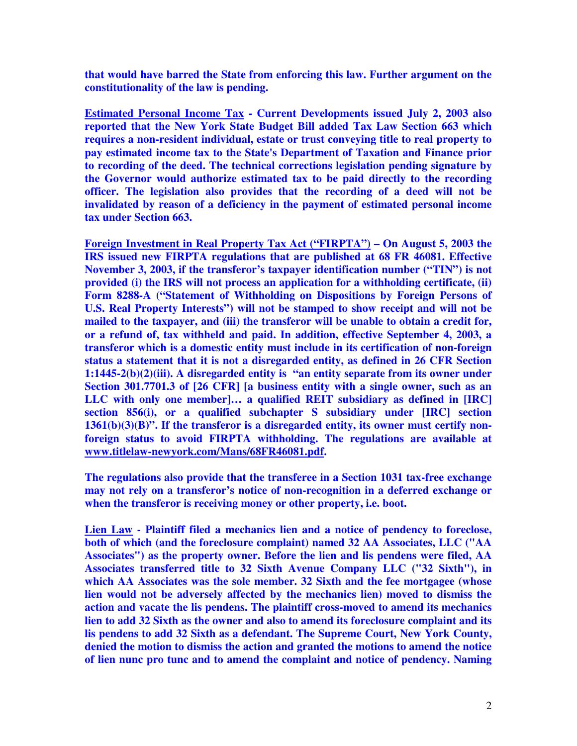**that would have barred the State from enforcing this law. Further argument on the constitutionality of the law is pending.**

**<u>Estimated Personal Income Tax</u> - Current Developments issued July 2, 2003 also reported that the New York State Budget Bill added Tax Law Section 663 which requires a non-resident individual, estate or trust conveying title to real property to pay estimated income tax to the State's Department of Taxation and Finance prior to recording of the deed. The technical corrections legislation pending signature by the Governor would authorize estimated tax to be paid directly to the recording officer. The legislation also provides that the recording of a deed will not be invalidated by reason of a deficiency in the payment of estimated personal income tax under Section 663.**

**<u>Foreign Investment in Real Property Tax Act ("FIRPTA")</u> – On August 5, 2003 the IRS issued new FIRPTA regulations that are published at 68 FR 46081. Effective November 3, 2003, if the transferor's taxpayer identification number ("TIN") is not provided (i) the IRS will not process an application for a withholding certificate, (ii) Form 8288-A ("Statement of Withholding on Dispositions by Foreign Persons of U.S. Real Property Interests") will not be stamped to show receipt and will not be mailed to the taxpayer, and (iii) the transferor will be unable to obtain a credit for, or a refund of, tax withheld and paid. In addition, effective September 4, 2003, a transferor which is a domestic entity must include in its certification of non-foreign status a statement that it is not a disregarded entity, as defined in 26 CFR Section 1:1445-2(b)(2)(iii). A disregarded entity is "an entity separate from its owner under Section 301.7701.3 of [26 CFR] [a business entity with a single owner, such as an LLC with only one member]… a qualified REIT subsidiary as defined in [IRC] section 856(i), or a qualified subchapter S subsidiary under [IRC] section 1361(b)(3)(B)". If the transferor is a disregarded entity, its owner must certify non-foreign status to avoid FIRPTA withholding. The regulations are available at <u>www.titlelaw-newyork.com/Mans/68FR46081.pdf</u>.**

**The regulations also provide that the transferee in a Section 1031 tax-free exchange may not rely on a transferor's notice of non-recognition in a deferred exchange or when the transferor is receiving money or other property, i.e. boot.**

**<u>Lien Law</u> - Plaintiff filed a mechanics lien and a notice of pendency to foreclose, both of which (and the foreclosure complaint) named 32 AA Associates, LLC ("AA Associates") as the property owner. Before the lien and lis pendens were filed, AA Associates transferred title to 32 Sixth Avenue Company LLC ("32 Sixth"), in which AA Associates was the sole member. 32 Sixth and the fee mortgagee (whose lien would not be adversely affected by the mechanics lien) moved to dismiss the action and vacate the lis pendens. The plaintiff cross-moved to amend its mechanics lien to add 32 Sixth as the owner and also to amend its foreclosure complaint and its lis pendens to add 32 Sixth as a defendant. The Supreme Court, New York County, denied the motion to dismiss the action and granted the motions to amend the notice of lien nunc pro tunc and to amend the complaint and notice of pendency. Naming**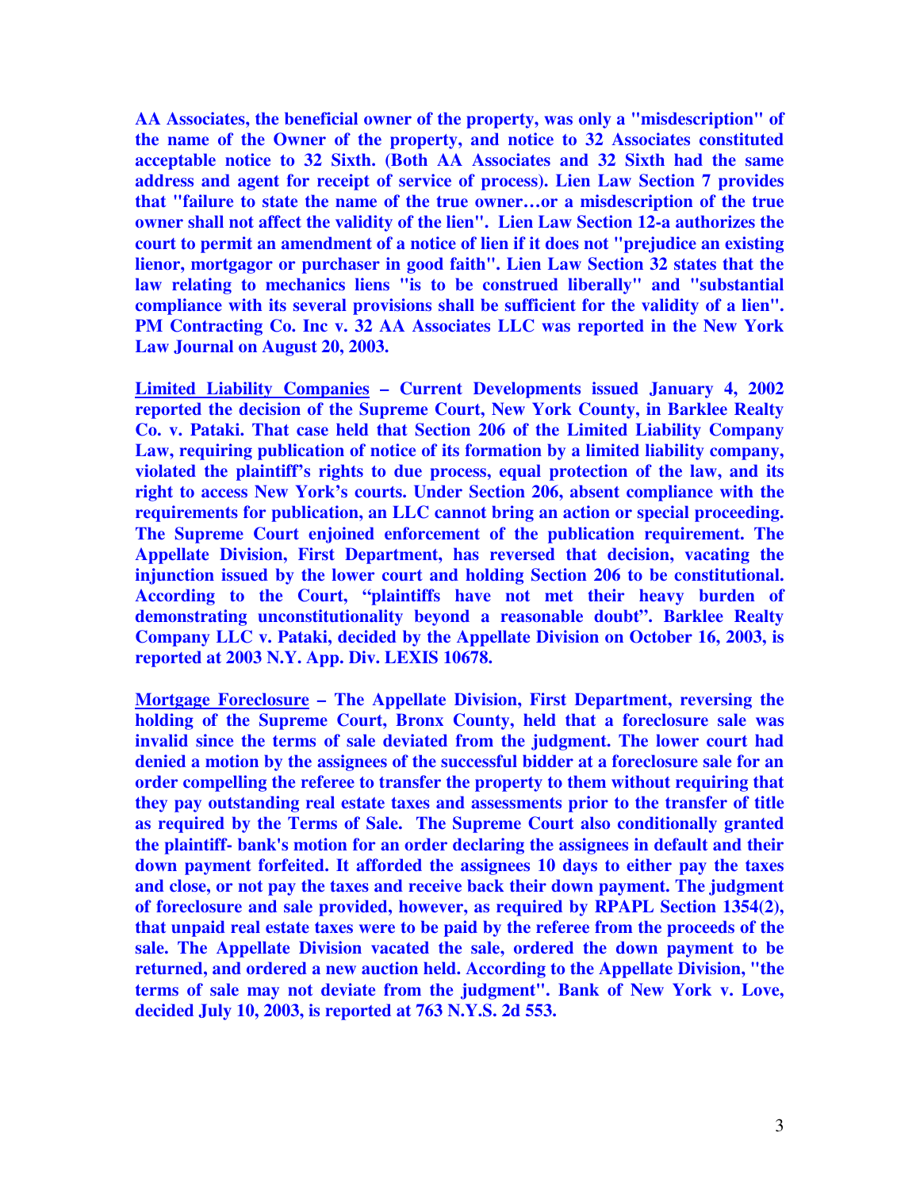**AA Associates, the beneficial owner of the property, was only a "misdescription" of the name of the Owner of the property, and notice to 32 Associates constituted acceptable notice to 32 Sixth. (Both AA Associates and 32 Sixth had the same address and agent for receipt of service of process). Lien Law Section 7 provides that "failure to state the name of the true owner…or a misdescription of the true owner shall not affect the validity of the lien". Lien Law Section 12-a authorizes the court to permit an amendment of a notice of lien if it does not "prejudice an existing lienor, mortgagor or purchaser in good faith". Lien Law Section 32 states that the law relating to mechanics liens "is to be construed liberally" and "substantial compliance with its several provisions shall be sufficient for the validity of a lien". PM Contracting Co. Inc v. 32 AA Associates LLC was reported in the New York Law Journal on August 20, 2003.**

**<u>Limited Liability Companies</u> – Current Developments issued January 4, 2002 reported the decision of the Supreme Court, New York County, in Barklee Realty Co. v. Pataki. That case held that Section 206 of the Limited Liability Company Law, requiring publication of notice of its formation by a limited liability company, violated the plaintiff's rights to due process, equal protection of the law, and its right to access New York's courts. Under Section 206, absent compliance with the requirements for publication, an LLC cannot bring an action or special proceeding. The Supreme Court enjoined enforcement of the publication requirement. The Appellate Division, First Department, has reversed that decision, vacating the injunction issued by the lower court and holding Section 206 to be constitutional. According to the Court, "plaintiffs have not met their heavy burden of demonstrating unconstitutionality beyond a reasonable doubt". Barklee Realty Company LLC v. Pataki, decided by the Appellate Division on October 16, 2003, is reported at 2003 N.Y. App. Div. LEXIS 10678.**

**<u>Mortgage Foreclosure</u> – The Appellate Division, First Department, reversing the holding of the Supreme Court, Bronx County, held that a foreclosure sale was invalid since the terms of sale deviated from the judgment. The lower court had denied a motion by the assignees of the successful bidder at a foreclosure sale for an order compelling the referee to transfer the property to them without requiring that they pay outstanding real estate taxes and assessments prior to the transfer of title as required by the Terms of Sale. The Supreme Court also conditionally granted the plaintiff- bank's motion for an order declaring the assignees in default and their down payment forfeited. It afforded the assignees 10 days to either pay the taxes and close, or not pay the taxes and receive back their down payment. The judgment of foreclosure and sale provided, however, as required by RPAPL Section 1354(2), that unpaid real estate taxes were to be paid by the referee from the proceeds of the sale. The Appellate Division vacated the sale, ordered the down payment to be returned, and ordered a new auction held. According to the Appellate Division, "the terms of sale may not deviate from the judgment". Bank of New York v. Love, decided July 10, 2003, is reported at 763 N.Y.S. 2d 553.**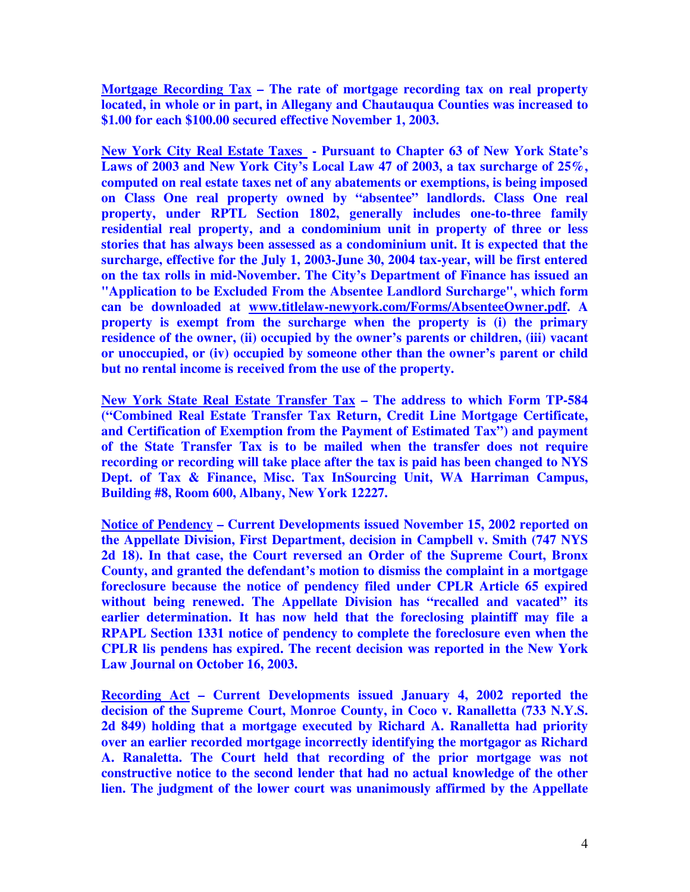**Mortgage Recording Tax – The rate of mortgage recording tax on real property located, in whole or in part, in Allegany and Chautauqua Counties was increased to $1.00 for each $100.00 secured effective November 1, 2003.**

**New York City Real Estate Taxes - Pursuant to Chapter 63 of New York State's Laws of 2003 and New York City's Local Law 47 of 2003, a tax surcharge of 25%, computed on real estate taxes net of any abatements or exemptions, is being imposed on Class One real property owned by "absentee" landlords. Class One real property, under RPTL Section 1802, generally includes one-to-three family residential real property, and a condominium unit in property of three or less stories that has always been assessed as a condominium unit. It is expected that the surcharge, effective for the July 1, 2003-June 30, 2004 tax-year, will be first entered on the tax rolls in mid-November. The City's Department of Finance has issued an "Application to be Excluded From the Absentee Landlord Surcharge", which form can be downloaded at www.titlelaw-newyork.com/Forms/AbsenteeOwner.pdf. A property is exempt from the surcharge when the property is (i) the primary residence of the owner, (ii) occupied by the owner's parents or children, (iii) vacant or unoccupied, or (iv) occupied by someone other than the owner's parent or child but no rental income is received from the use of the property.**

**New York State Real Estate Transfer Tax – The address to which Form TP-584 ("Combined Real Estate Transfer Tax Return, Credit Line Mortgage Certificate, and Certification of Exemption from the Payment of Estimated Tax") and payment of the State Transfer Tax is to be mailed when the transfer does not require recording or recording will take place after the tax is paid has been changed to NYS Dept. of Tax & Finance, Misc. Tax InSourcing Unit, WA Harriman Campus, Building #8, Room 600, Albany, New York 12227.**

**Notice of Pendency – Current Developments issued November 15, 2002 reported on the Appellate Division, First Department, decision in Campbell v. Smith (747 NYS 2d 18). In that case, the Court reversed an Order of the Supreme Court, Bronx County, and granted the defendant's motion to dismiss the complaint in a mortgage foreclosure because the notice of pendency filed under CPLR Article 65 expired without being renewed. The Appellate Division has "recalled and vacated" its earlier determination. It has now held that the foreclosing plaintiff may file a RPAPL Section 1331 notice of pendency to complete the foreclosure even when the CPLR lis pendens has expired. The recent decision was reported in the New York Law Journal on October 16, 2003.**

**Recording Act – Current Developments issued January 4, 2002 reported the decision of the Supreme Court, Monroe County, in Coco v. Ranalletta (733 N.Y.S. 2d 849) holding that a mortgage executed by Richard A. Ranalletta had priority over an earlier recorded mortgage incorrectly identifying the mortgagor as Richard A. Ranaletta. The Court held that recording of the prior mortgage was not constructive notice to the second lender that had no actual knowledge of the other lien. The judgment of the lower court was unanimously affirmed by the Appellate**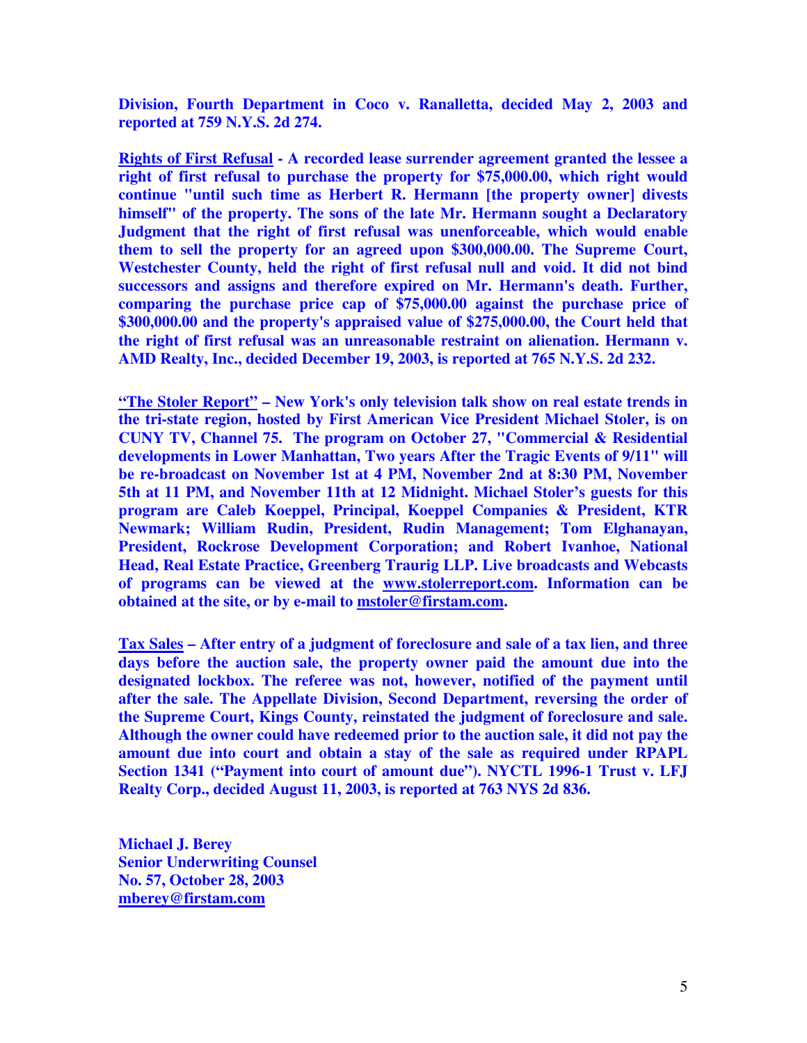**Division, Fourth Department in Coco v. Ranalletta, decided May 2, 2003 and reported at 759 N.Y.S. 2d 274.**

**<u>Rights of First Refusal</u> - A recorded lease surrender agreement granted the lessee a right of first refusal to purchase the property for $75,000.00, which right would continue "until such time as Herbert R. Hermann [the property owner] divests himself" of the property. The sons of the late Mr. Hermann sought a Declaratory Judgment that the right of first refusal was unenforceable, which would enable them to sell the property for an agreed upon $300,000.00. The Supreme Court, Westchester County, held the right of first refusal null and void. It did not bind successors and assigns and therefore expired on Mr. Hermann's death. Further, comparing the purchase price cap of $75,000.00 against the purchase price of $300,000.00 and the property's appraised value of $275,000.00, the Court held that the right of first refusal was an unreasonable restraint on alienation. Hermann v. AMD Realty, Inc., decided December 19, 2003, is reported at 765 N.Y.S. 2d 232.**

**<u>"The Stoler Report"</u> – New York's only television talk show on real estate trends in the tri-state region, hosted by First American Vice President Michael Stoler, is on CUNY TV, Channel 75. The program on October 27, "Commercial & Residential developments in Lower Manhattan, Two years After the Tragic Events of 9/11" will be re-broadcast on November 1st at 4 PM, November 2nd at 8:30 PM, November 5th at 11 PM, and November 11th at 12 Midnight. Michael Stoler's guests for this program are Caleb Koeppel, Principal, Koeppel Companies & President, KTR Newmark; William Rudin, President, Rudin Management; Tom Elghanayan, President, Rockrose Development Corporation; and Robert Ivanhoe, National Head, Real Estate Practice, Greenberg Traurig LLP. Live broadcasts and Webcasts of programs can be viewed at the <u>www.stolerreport.com</u>. Information can be obtained at the site, or by e-mail to <u>mstoler@firstam.com</u>.**

**<u>Tax Sales</u> – After entry of a judgment of foreclosure and sale of a tax lien, and three days before the auction sale, the property owner paid the amount due into the designated lockbox. The referee was not, however, notified of the payment until after the sale. The Appellate Division, Second Department, reversing the order of the Supreme Court, Kings County, reinstated the judgment of foreclosure and sale. Although the owner could have redeemed prior to the auction sale, it did not pay the amount due into court and obtain a stay of the sale as required under RPAPL Section 1341 ("Payment into court of amount due"). NYCTL 1996-1 Trust v. LFJ Realty Corp., decided August 11, 2003, is reported at 763 NYS 2d 836.**

**Michael J. Berey**
**Senior Underwriting Counsel**
**No. 57, October 28, 2003**
**<u>mberey@firstam.com</u>**